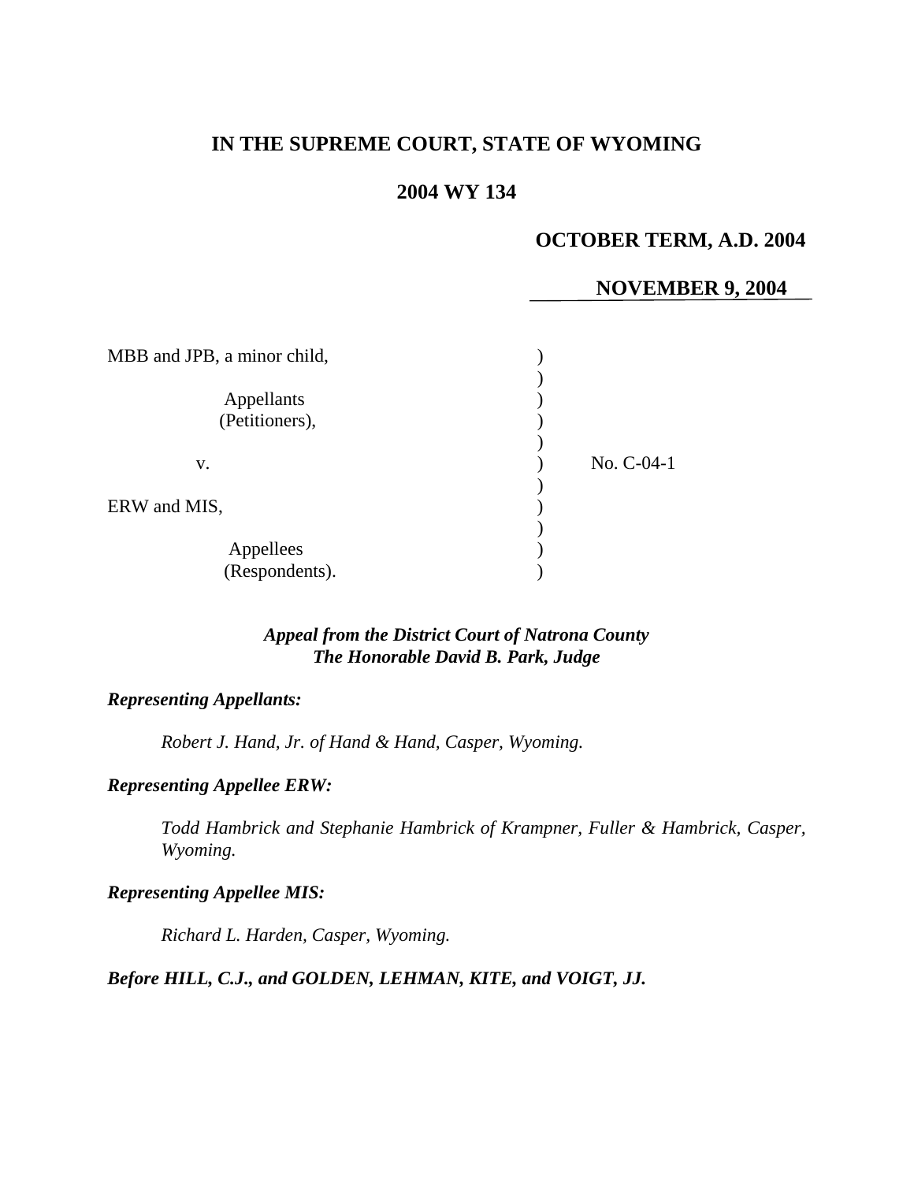# IN THE SUPREME COURT, STATE OF WYOMING

## 2004 WY 134

**OCTOBER TERM, A.D. 2004**

**NOVEMBER 9, 2004**

MBB and JPB, a minor child,

Appellants (Petitioners),

v.

ERW and MIS,

Appellees (Respondents).

No. C-04-1

***Appeal from the District Court of Natrona County***
***The Honorable David B. Park, Judge***

***Representing Appellants:***

*Robert J. Hand, Jr. of Hand & Hand, Casper, Wyoming.*

***Representing Appellee ERW:***

*Todd Hambrick and Stephanie Hambrick of Krampner, Fuller & Hambrick, Casper, Wyoming.*

***Representing Appellee MIS:***

*Richard L. Harden, Casper, Wyoming.*

***Before HILL, C.J., and GOLDEN, LEHMAN, KITE, and VOIGT, JJ.***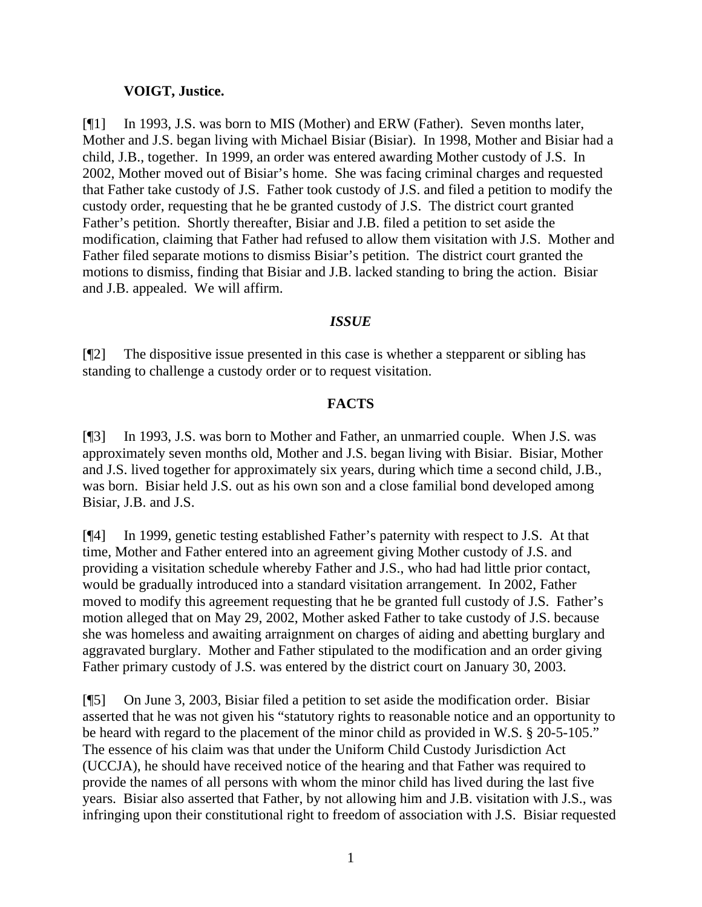**VOIGT, Justice.**

[¶1] In 1993, J.S. was born to MIS (Mother) and ERW (Father). Seven months later, Mother and J.S. began living with Michael Bisiar (Bisiar). In 1998, Mother and Bisiar had a child, J.B., together. In 1999, an order was entered awarding Mother custody of J.S. In 2002, Mother moved out of Bisiar's home. She was facing criminal charges and requested that Father take custody of J.S. Father took custody of J.S. and filed a petition to modify the custody order, requesting that he be granted custody of J.S. The district court granted Father's petition. Shortly thereafter, Bisiar and J.B. filed a petition to set aside the modification, claiming that Father had refused to allow them visitation with J.S. Mother and Father filed separate motions to dismiss Bisiar's petition. The district court granted the motions to dismiss, finding that Bisiar and J.B. lacked standing to bring the action. Bisiar and J.B. appealed. We will affirm.

## *ISSUE*

[¶2] The dispositive issue presented in this case is whether a stepparent or sibling has standing to challenge a custody order or to request visitation.

## FACTS

[¶3] In 1993, J.S. was born to Mother and Father, an unmarried couple. When J.S. was approximately seven months old, Mother and J.S. began living with Bisiar. Bisiar, Mother and J.S. lived together for approximately six years, during which time a second child, J.B., was born. Bisiar held J.S. out as his own son and a close familial bond developed among Bisiar, J.B. and J.S.

[¶4] In 1999, genetic testing established Father's paternity with respect to J.S. At that time, Mother and Father entered into an agreement giving Mother custody of J.S. and providing a visitation schedule whereby Father and J.S., who had had little prior contact, would be gradually introduced into a standard visitation arrangement. In 2002, Father moved to modify this agreement requesting that he be granted full custody of J.S. Father's motion alleged that on May 29, 2002, Mother asked Father to take custody of J.S. because she was homeless and awaiting arraignment on charges of aiding and abetting burglary and aggravated burglary. Mother and Father stipulated to the modification and an order giving Father primary custody of J.S. was entered by the district court on January 30, 2003.

[¶5] On June 3, 2003, Bisiar filed a petition to set aside the modification order. Bisiar asserted that he was not given his "statutory rights to reasonable notice and an opportunity to be heard with regard to the placement of the minor child as provided in W.S. § 20-5-105." The essence of his claim was that under the Uniform Child Custody Jurisdiction Act (UCCJA), he should have received notice of the hearing and that Father was required to provide the names of all persons with whom the minor child has lived during the last five years. Bisiar also asserted that Father, by not allowing him and J.B. visitation with J.S., was infringing upon their constitutional right to freedom of association with J.S. Bisiar requested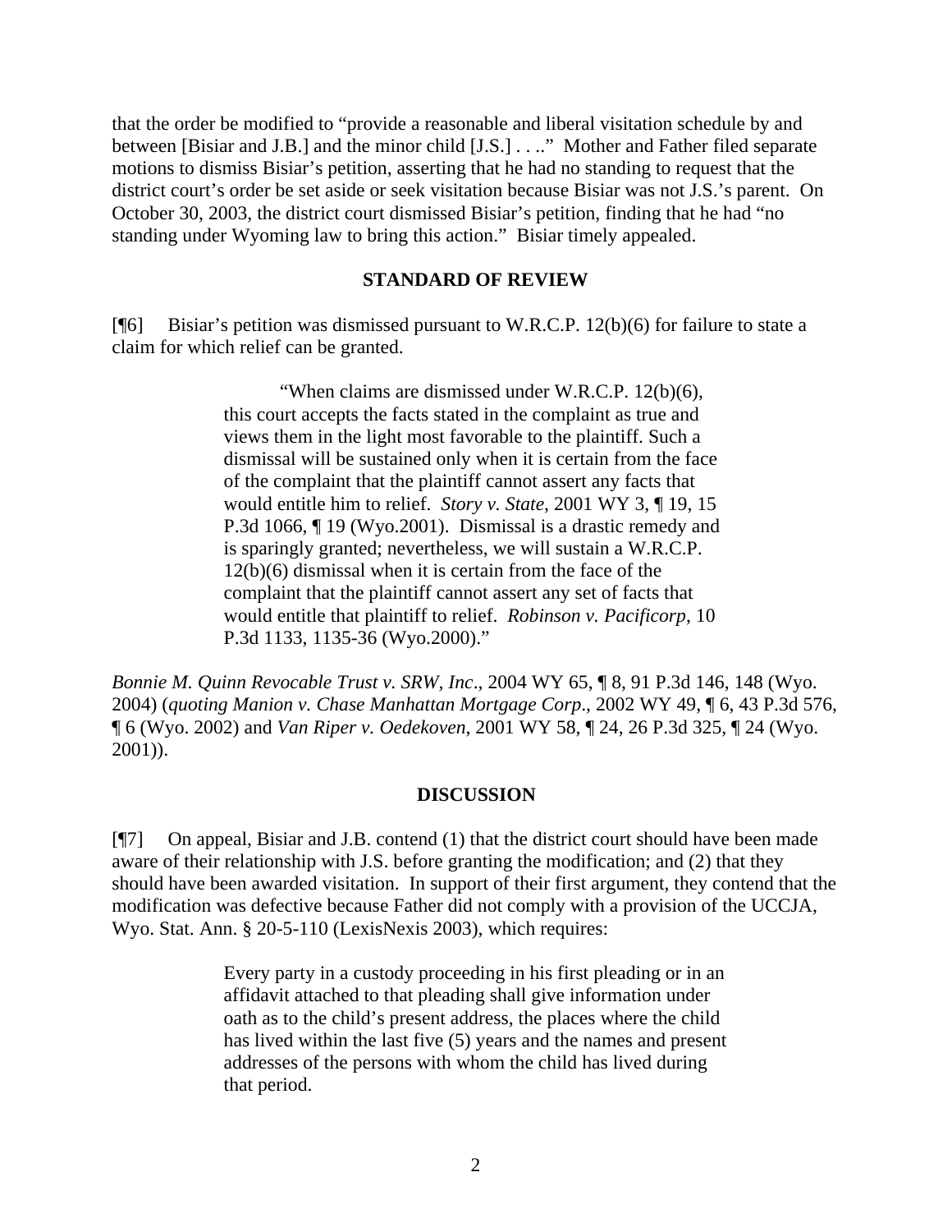that the order be modified to "provide a reasonable and liberal visitation schedule by and between [Bisiar and J.B.] and the minor child [J.S.] . . .." Mother and Father filed separate motions to dismiss Bisiar's petition, asserting that he had no standing to request that the district court's order be set aside or seek visitation because Bisiar was not J.S.'s parent. On October 30, 2003, the district court dismissed Bisiar's petition, finding that he had "no standing under Wyoming law to bring this action." Bisiar timely appealed.

## STANDARD OF REVIEW

[¶6] Bisiar's petition was dismissed pursuant to W.R.C.P. 12(b)(6) for failure to state a claim for which relief can be granted.

> "When claims are dismissed under W.R.C.P. 12(b)(6), this court accepts the facts stated in the complaint as true and views them in the light most favorable to the plaintiff. Such a dismissal will be sustained only when it is certain from the face of the complaint that the plaintiff cannot assert any facts that would entitle him to relief. *Story v. State*, 2001 WY 3, ¶ 19, 15 P.3d 1066, ¶ 19 (Wyo.2001). Dismissal is a drastic remedy and is sparingly granted; nevertheless, we will sustain a W.R.C.P. 12(b)(6) dismissal when it is certain from the face of the complaint that the plaintiff cannot assert any set of facts that would entitle that plaintiff to relief. *Robinson v. Pacificorp*, 10 P.3d 1133, 1135-36 (Wyo.2000)."

*Bonnie M. Quinn Revocable Trust v. SRW, Inc*., 2004 WY 65, ¶ 8, 91 P.3d 146, 148 (Wyo. 2004) (*quoting Manion v. Chase Manhattan Mortgage Corp*., 2002 WY 49, ¶ 6, 43 P.3d 576, ¶ 6 (Wyo. 2002) and *Van Riper v. Oedekoven*, 2001 WY 58, ¶ 24, 26 P.3d 325, ¶ 24 (Wyo. 2001)).

## DISCUSSION

[¶7] On appeal, Bisiar and J.B. contend (1) that the district court should have been made aware of their relationship with J.S. before granting the modification; and (2) that they should have been awarded visitation. In support of their first argument, they contend that the modification was defective because Father did not comply with a provision of the UCCJA, Wyo. Stat. Ann. § 20-5-110 (LexisNexis 2003), which requires:

> Every party in a custody proceeding in his first pleading or in an affidavit attached to that pleading shall give information under oath as to the child's present address, the places where the child has lived within the last five (5) years and the names and present addresses of the persons with whom the child has lived during that period.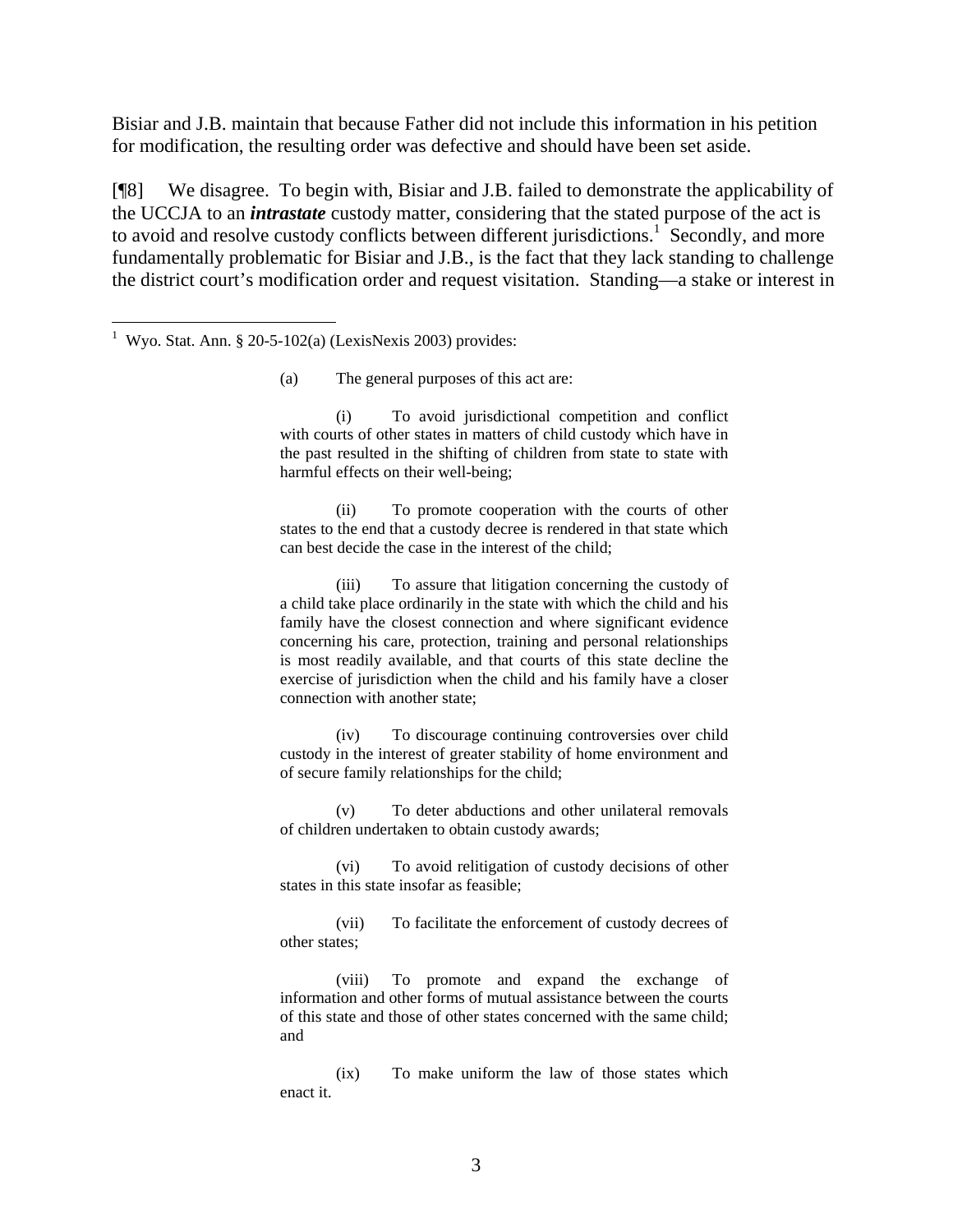Bisiar and J.B. maintain that because Father did not include this information in his petition for modification, the resulting order was defective and should have been set aside.

[¶8] We disagree. To begin with, Bisiar and J.B. failed to demonstrate the applicability of the UCCJA to an ***intrastate*** custody matter, considering that the stated purpose of the act is to avoid and resolve custody conflicts between different jurisdictions.[1] Secondly, and more fundamentally problematic for Bisiar and J.B., is the fact that they lack standing to challenge the district court's modification order and request visitation. Standing—a stake or interest in

---

[1] Wyo. Stat. Ann. § 20-5-102(a) (LexisNexis 2003) provides:

> (a) The general purposes of this act are:
>
> (i) To avoid jurisdictional competition and conflict with courts of other states in matters of child custody which have in the past resulted in the shifting of children from state to state with harmful effects on their well-being;
>
> (ii) To promote cooperation with the courts of other states to the end that a custody decree is rendered in that state which can best decide the case in the interest of the child;
>
> (iii) To assure that litigation concerning the custody of a child take place ordinarily in the state with which the child and his family have the closest connection and where significant evidence concerning his care, protection, training and personal relationships is most readily available, and that courts of this state decline the exercise of jurisdiction when the child and his family have a closer connection with another state;
>
> (iv) To discourage continuing controversies over child custody in the interest of greater stability of home environment and of secure family relationships for the child;
>
> (v) To deter abductions and other unilateral removals of children undertaken to obtain custody awards;
>
> (vi) To avoid relitigation of custody decisions of other states in this state insofar as feasible;
>
> (vii) To facilitate the enforcement of custody decrees of other states;
>
> (viii) To promote and expand the exchange of information and other forms of mutual assistance between the courts of this state and those of other states concerned with the same child; and
>
> (ix) To make uniform the law of those states which enact it.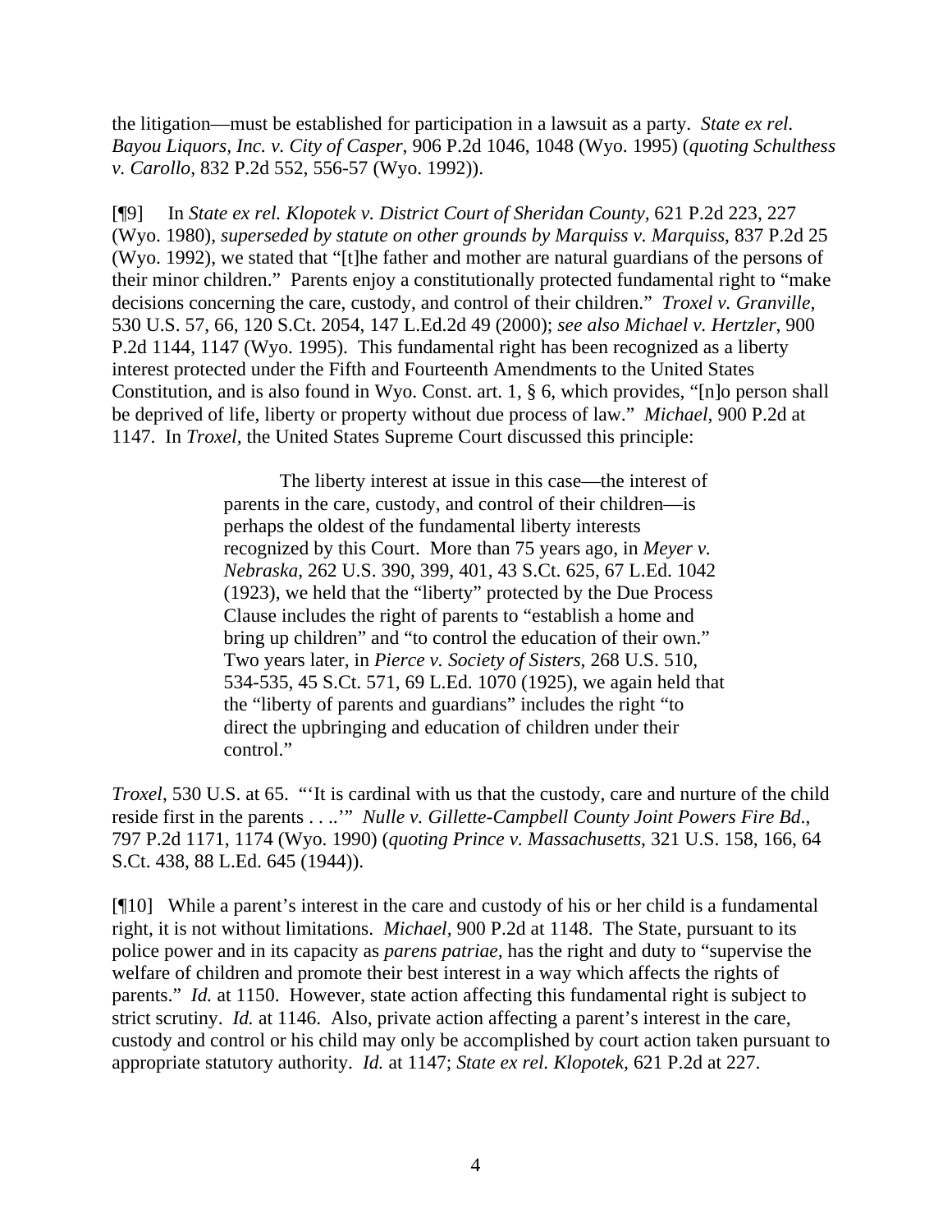the litigation—must be established for participation in a lawsuit as a party. *State ex rel. Bayou Liquors, Inc. v. City of Casper*, 906 P.2d 1046, 1048 (Wyo. 1995) (*quoting Schulthess v. Carollo*, 832 P.2d 552, 556-57 (Wyo. 1992)).

[¶9] In *State ex rel. Klopotek v. District Court of Sheridan County*, 621 P.2d 223, 227 (Wyo. 1980), *superseded by statute on other grounds by Marquiss v. Marquiss*, 837 P.2d 25 (Wyo. 1992), we stated that "[t]he father and mother are natural guardians of the persons of their minor children." Parents enjoy a constitutionally protected fundamental right to "make decisions concerning the care, custody, and control of their children." *Troxel v. Granville,* 530 U.S. 57, 66, 120 S.Ct. 2054, 147 L.Ed.2d 49 (2000); *see also Michael v. Hertzler*, 900 P.2d 1144, 1147 (Wyo. 1995). This fundamental right has been recognized as a liberty interest protected under the Fifth and Fourteenth Amendments to the United States Constitution, and is also found in Wyo. Const. art. 1, § 6, which provides, "[n]o person shall be deprived of life, liberty or property without due process of law." *Michael,* 900 P.2d at 1147. In *Troxel,* the United States Supreme Court discussed this principle:

> The liberty interest at issue in this case—the interest of parents in the care, custody, and control of their children—is perhaps the oldest of the fundamental liberty interests recognized by this Court. More than 75 years ago, in *Meyer v. Nebraska*, 262 U.S. 390, 399, 401, 43 S.Ct. 625, 67 L.Ed. 1042 (1923), we held that the "liberty" protected by the Due Process Clause includes the right of parents to "establish a home and bring up children" and "to control the education of their own." Two years later, in *Pierce v. Society of Sisters*, 268 U.S. 510, 534-535, 45 S.Ct. 571, 69 L.Ed. 1070 (1925), we again held that the "liberty of parents and guardians" includes the right "to direct the upbringing and education of children under their control."

*Troxel*, 530 U.S. at 65. "'It is cardinal with us that the custody, care and nurture of the child reside first in the parents . . ..'" *Nulle v. Gillette-Campbell County Joint Powers Fire Bd*., 797 P.2d 1171, 1174 (Wyo. 1990) (*quoting Prince v. Massachusetts*, 321 U.S. 158, 166, 64 S.Ct. 438, 88 L.Ed. 645 (1944)).

[¶10] While a parent's interest in the care and custody of his or her child is a fundamental right, it is not without limitations. *Michael,* 900 P.2d at 1148. The State, pursuant to its police power and in its capacity as *parens patriae,* has the right and duty to "supervise the welfare of children and promote their best interest in a way which affects the rights of parents." *Id.* at 1150. However, state action affecting this fundamental right is subject to strict scrutiny. *Id.* at 1146. Also, private action affecting a parent's interest in the care, custody and control or his child may only be accomplished by court action taken pursuant to appropriate statutory authority. *Id.* at 1147; *State ex rel. Klopotek,* 621 P.2d at 227.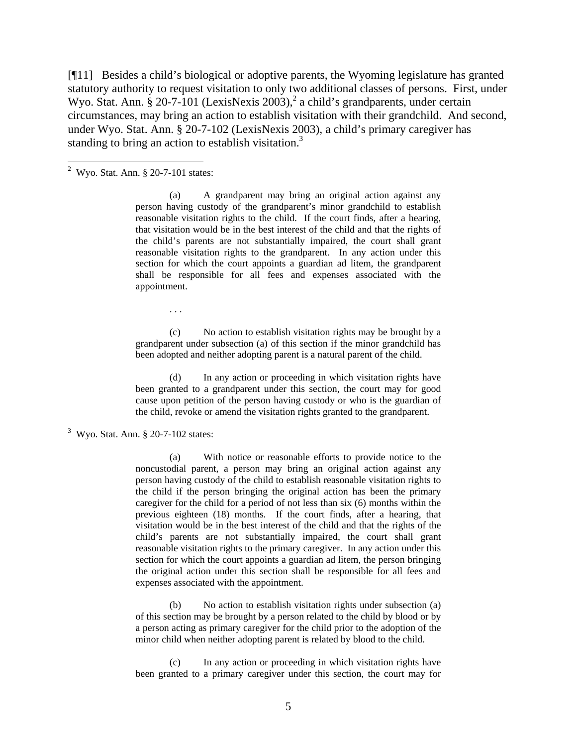[¶11] Besides a child's biological or adoptive parents, the Wyoming legislature has granted statutory authority to request visitation to only two additional classes of persons. First, under Wyo. Stat. Ann. § 20-7-101 (LexisNexis 2003),[2] a child's grandparents, under certain circumstances, may bring an action to establish visitation with their grandchild. And second, under Wyo. Stat. Ann. § 20-7-102 (LexisNexis 2003), a child's primary caregiver has standing to bring an action to establish visitation.[3]

---

[2] Wyo. Stat. Ann. § 20-7-101 states:

> (a) A grandparent may bring an original action against any person having custody of the grandparent's minor grandchild to establish reasonable visitation rights to the child. If the court finds, after a hearing, that visitation would be in the best interest of the child and that the rights of the child's parents are not substantially impaired, the court shall grant reasonable visitation rights to the grandparent. In any action under this section for which the court appoints a guardian ad litem, the grandparent shall be responsible for all fees and expenses associated with the appointment.
>
> . . .
>
> (c) No action to establish visitation rights may be brought by a grandparent under subsection (a) of this section if the minor grandchild has been adopted and neither adopting parent is a natural parent of the child.
>
> (d) In any action or proceeding in which visitation rights have been granted to a grandparent under this section, the court may for good cause upon petition of the person having custody or who is the guardian of the child, revoke or amend the visitation rights granted to the grandparent.

[3] Wyo. Stat. Ann. § 20-7-102 states:

> (a) With notice or reasonable efforts to provide notice to the noncustodial parent, a person may bring an original action against any person having custody of the child to establish reasonable visitation rights to the child if the person bringing the original action has been the primary caregiver for the child for a period of not less than six (6) months within the previous eighteen (18) months. If the court finds, after a hearing, that visitation would be in the best interest of the child and that the rights of the child's parents are not substantially impaired, the court shall grant reasonable visitation rights to the primary caregiver. In any action under this section for which the court appoints a guardian ad litem, the person bringing the original action under this section shall be responsible for all fees and expenses associated with the appointment.
>
> (b) No action to establish visitation rights under subsection (a) of this section may be brought by a person related to the child by blood or by a person acting as primary caregiver for the child prior to the adoption of the minor child when neither adopting parent is related by blood to the child.
>
> (c) In any action or proceeding in which visitation rights have been granted to a primary caregiver under this section, the court may for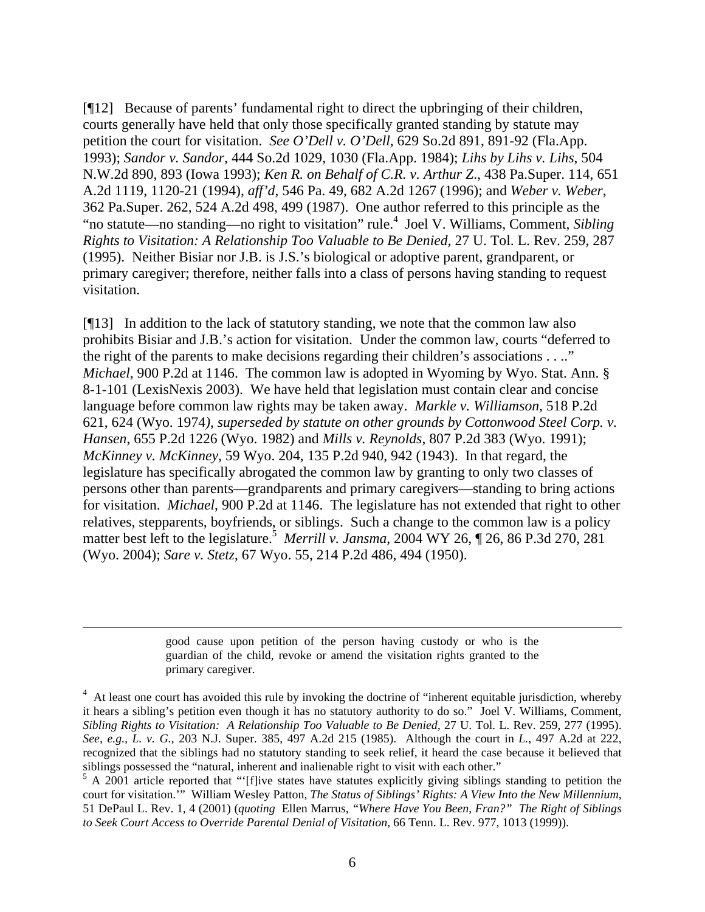[¶12] Because of parents' fundamental right to direct the upbringing of their children, courts generally have held that only those specifically granted standing by statute may petition the court for visitation. *See O'Dell v. O'Dell,* 629 So.2d 891, 891-92 (Fla.App. 1993); *Sandor v. Sandor,* 444 So.2d 1029, 1030 (Fla.App. 1984); *Lihs by Lihs v. Lihs*, 504 N.W.2d 890, 893 (Iowa 1993); *Ken R. on Behalf of C.R. v. Arthur Z.*, 438 Pa.Super. 114, 651 A.2d 1119, 1120-21 (1994), *aff'd,* 546 Pa. 49, 682 A.2d 1267 (1996); and *Weber v. Weber*, 362 Pa.Super. 262, 524 A.2d 498, 499 (1987). One author referred to this principle as the "no statute—no standing—no right to visitation" rule.[4] Joel V. Williams, Comment, *Sibling Rights to Visitation: A Relationship Too Valuable to Be Denied,* 27 U. Tol. L. Rev. 259, 287 (1995). Neither Bisiar nor J.B. is J.S.'s biological or adoptive parent, grandparent, or primary caregiver; therefore, neither falls into a class of persons having standing to request visitation.

[¶13] In addition to the lack of statutory standing, we note that the common law also prohibits Bisiar and J.B.'s action for visitation. Under the common law, courts "deferred to the right of the parents to make decisions regarding their children's associations . . .." *Michael*, 900 P.2d at 1146. The common law is adopted in Wyoming by Wyo. Stat. Ann. § 8-1-101 (LexisNexis 2003). We have held that legislation must contain clear and concise language before common law rights may be taken away. *Markle v. Williamson,* 518 P.2d 621, 624 (Wyo. 1974*), superseded by statute on other grounds by Cottonwood Steel Corp. v. Hansen*, 655 P.2d 1226 (Wyo. 1982) and *Mills v. Reynolds*, 807 P.2d 383 (Wyo. 1991); *McKinney v. McKinney*, 59 Wyo. 204, 135 P.2d 940, 942 (1943). In that regard, the legislature has specifically abrogated the common law by granting to only two classes of persons other than parents—grandparents and primary caregivers—standing to bring actions for visitation. *Michael*, 900 P.2d at 1146. The legislature has not extended that right to other relatives, stepparents, boyfriends, or siblings. Such a change to the common law is a policy matter best left to the legislature.[5] *Merrill v. Jansma,* 2004 WY 26, ¶ 26, 86 P.3d 270, 281 (Wyo. 2004); *Sare v. Stetz*, 67 Wyo. 55, 214 P.2d 486, 494 (1950).

---

> good cause upon petition of the person having custody or who is the guardian of the child, revoke or amend the visitation rights granted to the primary caregiver.

[4] At least one court has avoided this rule by invoking the doctrine of "inherent equitable jurisdiction, whereby it hears a sibling's petition even though it has no statutory authority to do so." Joel V. Williams, Comment, *Sibling Rights to Visitation: A Relationship Too Valuable to Be Denied,* 27 U. Tol. L. Rev. 259, 277 (1995). *See, e.g., L. v. G.,* 203 N.J. Super. 385, 497 A.2d 215 (1985). Although the court in *L.*, 497 A.2d at 222, recognized that the siblings had no statutory standing to seek relief, it heard the case because it believed that siblings possessed the "natural, inherent and inalienable right to visit with each other."

[5] A 2001 article reported that "'[f]ive states have statutes explicitly giving siblings standing to petition the court for visitation.'" William Wesley Patton, *The Status of Siblings' Rights: A View Into the New Millennium*, 51 DePaul L. Rev. 1, 4 (2001) (*quoting* Ellen Marrus, *"Where Have You Been, Fran?" The Right of Siblings to Seek Court Access to Override Parental Denial of Visitation*, 66 Tenn. L. Rev. 977, 1013 (1999)).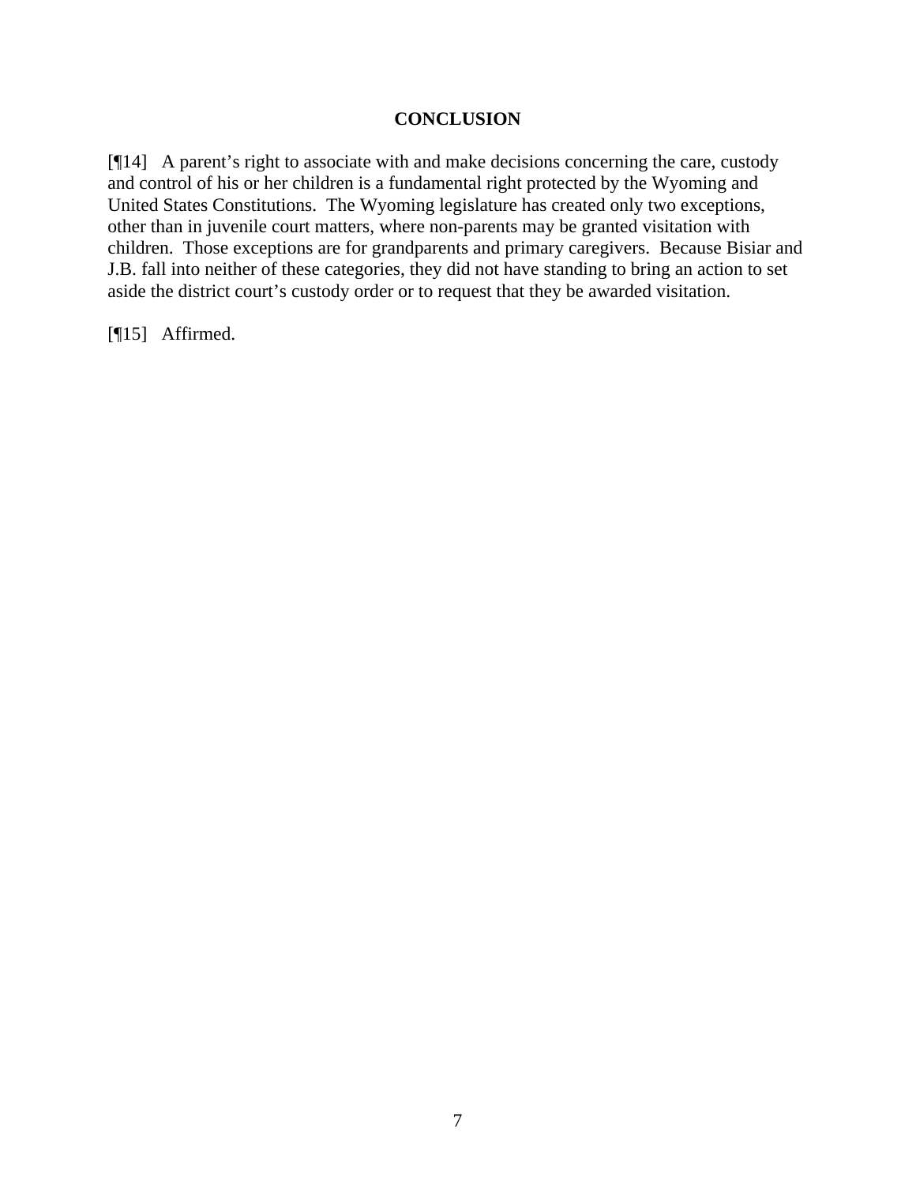## CONCLUSION

[¶14] A parent's right to associate with and make decisions concerning the care, custody and control of his or her children is a fundamental right protected by the Wyoming and United States Constitutions. The Wyoming legislature has created only two exceptions, other than in juvenile court matters, where non-parents may be granted visitation with children. Those exceptions are for grandparents and primary caregivers. Because Bisiar and J.B. fall into neither of these categories, they did not have standing to bring an action to set aside the district court's custody order or to request that they be awarded visitation.

[¶15] Affirmed.